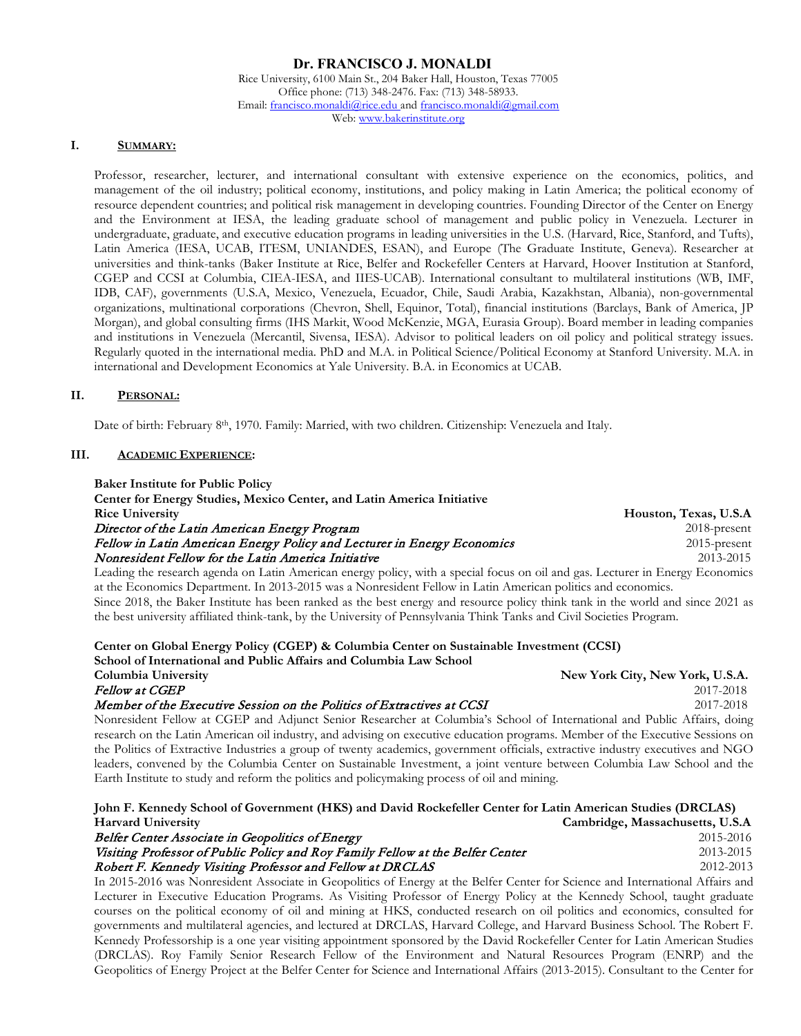# Dr. FRANCISCO J. MONALDI

Rice University, 6100 Main St., 204 Baker Hall, Houston, Texas 77005
Office phone: (713) 348-2476. Fax: (713) 348-58933.
Email: francisco.monaldi@rice.edu and francisco.monaldi@gmail.com
Web: www.bakerinstitute.org

## I. SUMMARY:

Professor, researcher, lecturer, and international consultant with extensive experience on the economics, politics, and management of the oil industry; political economy, institutions, and policy making in Latin America; the political economy of resource dependent countries; and political risk management in developing countries. Founding Director of the Center on Energy and the Environment at IESA, the leading graduate school of management and public policy in Venezuela. Lecturer in undergraduate, graduate, and executive education programs in leading universities in the U.S. (Harvard, Rice, Stanford, and Tufts), Latin America (IESA, UCAB, ITESM, UNIANDES, ESAN), and Europe (The Graduate Institute, Geneva). Researcher at universities and think-tanks (Baker Institute at Rice, Belfer and Rockefeller Centers at Harvard, Hoover Institution at Stanford, CGEP and CCSI at Columbia, CIEA-IESA, and IIES-UCAB). International consultant to multilateral institutions (WB, IMF, IDB, CAF), governments (U.S.A, Mexico, Venezuela, Ecuador, Chile, Saudi Arabia, Kazakhstan, Albania), non-governmental organizations, multinational corporations (Chevron, Shell, Equinor, Total), financial institutions (Barclays, Bank of America, JP Morgan), and global consulting firms (IHS Markit, Wood McKenzie, MGA, Eurasia Group). Board member in leading companies and institutions in Venezuela (Mercantil, Sivensa, IESA). Advisor to political leaders on oil policy and political strategy issues. Regularly quoted in the international media. PhD and M.A. in Political Science/Political Economy at Stanford University. M.A. in international and Development Economics at Yale University. B.A. in Economics at UCAB.

## II. PERSONAL:

Date of birth: February 8th, 1970. Family: Married, with two children. Citizenship: Venezuela and Italy.

## III. ACADEMIC EXPERIENCE:

**Baker Institute for Public Policy**
**Center for Energy Studies, Mexico Center, and Latin America Initiative**
**Rice University** — **Houston, Texas, U.S.A**

*Director of the Latin American Energy Program* — 2018-present
*Fellow in Latin American Energy Policy and Lecturer in Energy Economics* — 2015-present
*Nonresident Fellow for the Latin America Initiative* — 2013-2015

Leading the research agenda on Latin American energy policy, with a special focus on oil and gas. Lecturer in Energy Economics at the Economics Department. In 2013-2015 was a Nonresident Fellow in Latin American politics and economics.
Since 2018, the Baker Institute has been ranked as the best energy and resource policy think tank in the world and since 2021 as the best university affiliated think-tank, by the University of Pennsylvania Think Tanks and Civil Societies Program.

**Center on Global Energy Policy (CGEP) & Columbia Center on Sustainable Investment (CCSI)**
**School of International and Public Affairs and Columbia Law School**
**Columbia University** — **New York City, New York, U.S.A.**

*Fellow at CGEP* — 2017-2018
*Member of the Executive Session on the Politics of Extractives at CCSI* — 2017-2018

Nonresident Fellow at CGEP and Adjunct Senior Researcher at Columbia's School of International and Public Affairs, doing research on the Latin American oil industry, and advising on executive education programs. Member of the Executive Sessions on the Politics of Extractive Industries a group of twenty academics, government officials, extractive industry executives and NGO leaders, convened by the Columbia Center on Sustainable Investment, a joint venture between Columbia Law School and the Earth Institute to study and reform the politics and policymaking process of oil and mining.

**John F. Kennedy School of Government (HKS) and David Rockefeller Center for Latin American Studies (DRCLAS)**
**Harvard University** — **Cambridge, Massachusetts, U.S.A**

*Belfer Center Associate in Geopolitics of Energy* — 2015-2016
*Visiting Professor of Public Policy and Roy Family Fellow at the Belfer Center* — 2013-2015
*Robert F. Kennedy Visiting Professor and Fellow at DRCLAS* — 2012-2013

In 2015-2016 was Nonresident Associate in Geopolitics of Energy at the Belfer Center for Science and International Affairs and Lecturer in Executive Education Programs. As Visiting Professor of Energy Policy at the Kennedy School, taught graduate courses on the political economy of oil and mining at HKS, conducted research on oil politics and economics, consulted for governments and multilateral agencies, and lectured at DRCLAS, Harvard College, and Harvard Business School. The Robert F. Kennedy Professorship is a one year visiting appointment sponsored by the David Rockefeller Center for Latin American Studies (DRCLAS). Roy Family Senior Research Fellow of the Environment and Natural Resources Program (ENRP) and the Geopolitics of Energy Project at the Belfer Center for Science and International Affairs (2013-2015). Consultant to the Center for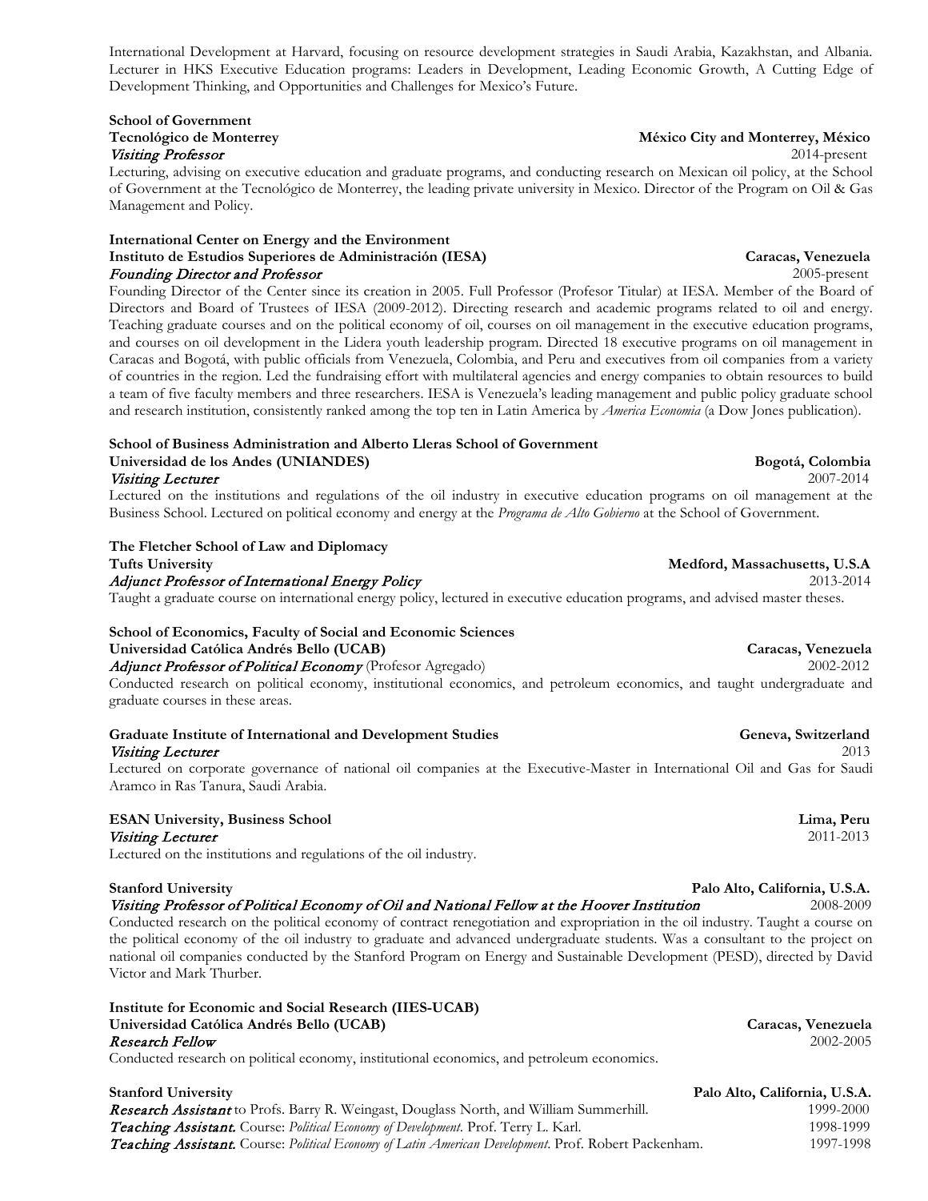International Development at Harvard, focusing on resource development strategies in Saudi Arabia, Kazakhstan, and Albania. Lecturer in HKS Executive Education programs: Leaders in Development, Leading Economic Growth, A Cutting Edge of Development Thinking, and Opportunities and Challenges for Mexico's Future.

**School of Government**
**Tecnológico de Monterrey** — **México City and Monterrey, México**
*Visiting Professor* — 2014-present

Lecturing, advising on executive education and graduate programs, and conducting research on Mexican oil policy, at the School of Government at the Tecnológico de Monterrey, the leading private university in Mexico. Director of the Program on Oil & Gas Management and Policy.

**International Center on Energy and the Environment**
**Instituto de Estudios Superiores de Administración (IESA)** — **Caracas, Venezuela**
*Founding Director and Professor* — 2005-present

Founding Director of the Center since its creation in 2005. Full Professor (Profesor Titular) at IESA. Member of the Board of Directors and Board of Trustees of IESA (2009-2012). Directing research and academic programs related to oil and energy. Teaching graduate courses and on the political economy of oil, courses on oil management in the executive education programs, and courses on oil development in the Lidera youth leadership program. Directed 18 executive programs on oil management in Caracas and Bogotá, with public officials from Venezuela, Colombia, and Peru and executives from oil companies from a variety of countries in the region. Led the fundraising effort with multilateral agencies and energy companies to obtain resources to build a team of five faculty members and three researchers. IESA is Venezuela's leading management and public policy graduate school and research institution, consistently ranked among the top ten in Latin America by *America Economia* (a Dow Jones publication).

**School of Business Administration and Alberto Lleras School of Government**
**Universidad de los Andes (UNIANDES)** — **Bogotá, Colombia**
*Visiting Lecturer* — 2007-2014

Lectured on the institutions and regulations of the oil industry in executive education programs on oil management at the Business School. Lectured on political economy and energy at the *Programa de Alto Gobierno* at the School of Government.

**The Fletcher School of Law and Diplomacy**
**Tufts University** — **Medford, Massachusetts, U.S.A**
*Adjunct Professor of International Energy Policy* — 2013-2014

Taught a graduate course on international energy policy, lectured in executive education programs, and advised master theses.

**School of Economics, Faculty of Social and Economic Sciences**
**Universidad Católica Andrés Bello (UCAB)** — **Caracas, Venezuela**
*Adjunct Professor of Political Economy* (Profesor Agregado) — 2002-2012

Conducted research on political economy, institutional economics, and petroleum economics, and taught undergraduate and graduate courses in these areas.

**Graduate Institute of International and Development Studies** — **Geneva, Switzerland**
*Visiting Lecturer* — 2013

Lectured on corporate governance of national oil companies at the Executive-Master in International Oil and Gas for Saudi Aramco in Ras Tanura, Saudi Arabia.

**ESAN University, Business School** — **Lima, Peru**
*Visiting Lecturer* — 2011-2013

Lectured on the institutions and regulations of the oil industry.

**Stanford University** — **Palo Alto, California, U.S.A.**
*Visiting Professor of Political Economy of Oil and National Fellow at the Hoover Institution* — 2008-2009

Conducted research on the political economy of contract renegotiation and expropriation in the oil industry. Taught a course on the political economy of the oil industry to graduate and advanced undergraduate students. Was a consultant to the project on national oil companies conducted by the Stanford Program on Energy and Sustainable Development (PESD), directed by David Victor and Mark Thurber.

**Institute for Economic and Social Research (IIES-UCAB)**
**Universidad Católica Andrés Bello (UCAB)** — **Caracas, Venezuela**
*Research Fellow* — 2002-2005

Conducted research on political economy, institutional economics, and petroleum economics.

**Stanford University** — **Palo Alto, California, U.S.A.**

*Research Assistant* to Profs. Barry R. Weingast, Douglass North, and William Summerhill. — 1999-2000
*Teaching Assistant.* Course: *Political Economy of Development*. Prof. Terry L. Karl. — 1998-1999
*Teaching Assistant.* Course: *Political Economy of Latin American Development*. Prof. Robert Packenham. — 1997-1998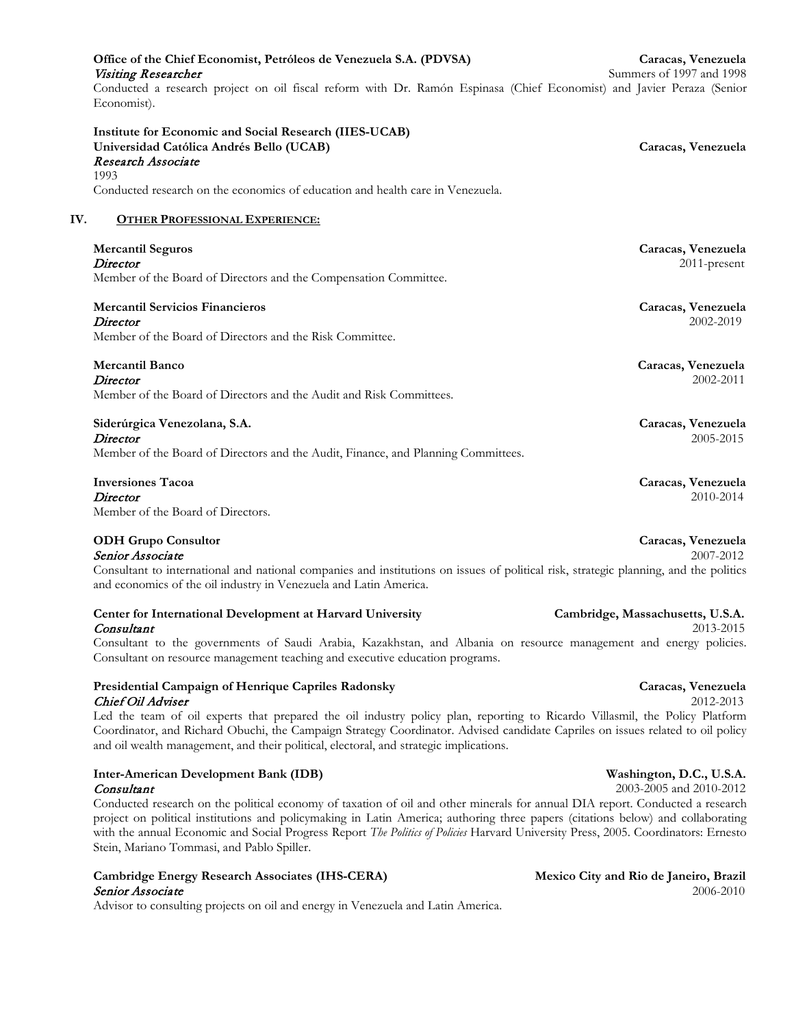**Office of the Chief Economist, Petróleos de Venezuela S.A. (PDVSA)** — **Caracas, Venezuela**
*Visiting Researcher* — Summers of 1997 and 1998
Conducted a research project on oil fiscal reform with Dr. Ramón Espinasa (Chief Economist) and Javier Peraza (Senior Economist).

**Institute for Economic and Social Research (IIES-UCAB)**
**Universidad Católica Andrés Bello (UCAB)** — **Caracas, Venezuela**
*Research Associate*
1993
Conducted research on the economics of education and health care in Venezuela.

## IV. OTHER PROFESSIONAL EXPERIENCE:

**Mercantil Seguros** — **Caracas, Venezuela**
*Director* — 2011-present
Member of the Board of Directors and the Compensation Committee.

**Mercantil Servicios Financieros** — **Caracas, Venezuela**
*Director* — 2002-2019
Member of the Board of Directors and the Risk Committee.

**Mercantil Banco** — **Caracas, Venezuela**
*Director* — 2002-2011
Member of the Board of Directors and the Audit and Risk Committees.

**Siderúrgica Venezolana, S.A.** — **Caracas, Venezuela**
*Director* — 2005-2015
Member of the Board of Directors and the Audit, Finance, and Planning Committees.

**Inversiones Tacoa** — **Caracas, Venezuela**
*Director* — 2010-2014
Member of the Board of Directors.

**ODH Grupo Consultor** — **Caracas, Venezuela**
*Senior Associate* — 2007-2012
Consultant to international and national companies and institutions on issues of political risk, strategic planning, and the politics and economics of the oil industry in Venezuela and Latin America.

**Center for International Development at Harvard University** — **Cambridge, Massachusetts, U.S.A.**
*Consultant* — 2013-2015
Consultant to the governments of Saudi Arabia, Kazakhstan, and Albania on resource management and energy policies. Consultant on resource management teaching and executive education programs.

**Presidential Campaign of Henrique Capriles Radonsky** — **Caracas, Venezuela**
*Chief Oil Adviser* — 2012-2013
Led the team of oil experts that prepared the oil industry policy plan, reporting to Ricardo Villasmil, the Policy Platform Coordinator, and Richard Obuchi, the Campaign Strategy Coordinator. Advised candidate Capriles on issues related to oil policy and oil wealth management, and their political, electoral, and strategic implications.

**Inter-American Development Bank (IDB)** — **Washington, D.C., U.S.A.**
*Consultant* — 2003-2005 and 2010-2012
Conducted research on the political economy of taxation of oil and other minerals for annual DIA report. Conducted a research project on political institutions and policymaking in Latin America; authoring three papers (citations below) and collaborating with the annual Economic and Social Progress Report *The Politics of Policies* Harvard University Press, 2005. Coordinators: Ernesto Stein, Mariano Tommasi, and Pablo Spiller.

**Cambridge Energy Research Associates (IHS-CERA)** — **Mexico City and Rio de Janeiro, Brazil**
*Senior Associate* — 2006-2010
Advisor to consulting projects on oil and energy in Venezuela and Latin America.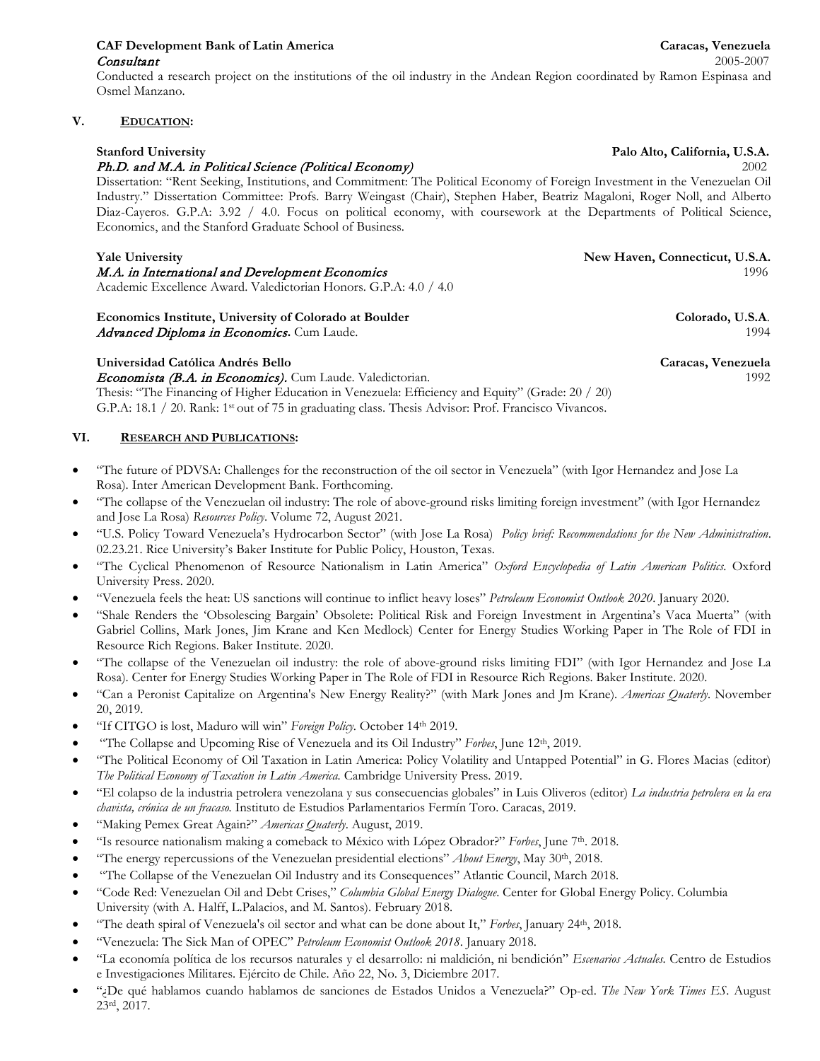**CAF Development Bank of Latin America** **Caracas, Venezuela**
*Consultant* 2005-2007
Conducted a research project on the institutions of the oil industry in the Andean Region coordinated by Ramon Espinasa and Osmel Manzano.

## V. EDUCATION:

**Stanford University** **Palo Alto, California, U.S.A.**
*Ph.D. and M.A. in Political Science (Political Economy)* 2002
Dissertation: "Rent Seeking, Institutions, and Commitment: The Political Economy of Foreign Investment in the Venezuelan Oil Industry." Dissertation Committee: Profs. Barry Weingast (Chair), Stephen Haber, Beatriz Magaloni, Roger Noll, and Alberto Diaz-Cayeros. G.P.A: 3.92 / 4.0. Focus on political economy, with coursework at the Departments of Political Science, Economics, and the Stanford Graduate School of Business.

**Yale University** **New Haven, Connecticut, U.S.A.**
*M.A. in International and Development Economics* 1996
Academic Excellence Award. Valedictorian Honors. G.P.A: 4.0 / 4.0

**Economics Institute, University of Colorado at Boulder** **Colorado, U.S.A.**
*Advanced Diploma in Economics.* Cum Laude. 1994

**Universidad Católica Andrés Bello** **Caracas, Venezuela**
*Economista (B.A. in Economics).* Cum Laude. Valedictorian. 1992
Thesis: "The Financing of Higher Education in Venezuela: Efficiency and Equity" (Grade: 20 / 20)
G.P.A: 18.1 / 20. Rank: 1st out of 75 in graduating class. Thesis Advisor: Prof. Francisco Vivancos.

## VI. RESEARCH AND PUBLICATIONS:

- "The future of PDVSA: Challenges for the reconstruction of the oil sector in Venezuela" (with Igor Hernandez and Jose La Rosa). Inter American Development Bank. Forthcoming.
- "The collapse of the Venezuelan oil industry: The role of above-ground risks limiting foreign investment" (with Igor Hernandez and Jose La Rosa) *Resources Policy*. Volume 72, August 2021.
- "U.S. Policy Toward Venezuela's Hydrocarbon Sector" (with Jose La Rosa) *Policy brief: Recommendations for the New Administration*. 02.23.21. Rice University's Baker Institute for Public Policy, Houston, Texas.
- "The Cyclical Phenomenon of Resource Nationalism in Latin America" *Oxford Encyclopedia of Latin American Politics*. Oxford University Press. 2020.
- "Venezuela feels the heat: US sanctions will continue to inflict heavy loses" *Petroleum Economist Outlook 2020*. January 2020.
- "Shale Renders the 'Obsolescing Bargain' Obsolete: Political Risk and Foreign Investment in Argentina's Vaca Muerta" (with Gabriel Collins, Mark Jones, Jim Krane and Ken Medlock) Center for Energy Studies Working Paper in The Role of FDI in Resource Rich Regions. Baker Institute. 2020.
- "The collapse of the Venezuelan oil industry: the role of above-ground risks limiting FDI" (with Igor Hernandez and Jose La Rosa). Center for Energy Studies Working Paper in The Role of FDI in Resource Rich Regions. Baker Institute. 2020.
- "Can a Peronist Capitalize on Argentina's New Energy Reality?" (with Mark Jones and Jm Krane). *Americas Quaterly*. November 20, 2019.
- "If CITGO is lost, Maduro will win" *Foreign Policy*. October 14th 2019.
- "The Collapse and Upcoming Rise of Venezuela and its Oil Industry" *Forbes*, June 12th, 2019.
- "The Political Economy of Oil Taxation in Latin America: Policy Volatility and Untapped Potential" in G. Flores Macias (editor) *The Political Economy of Taxation in Latin America.* Cambridge University Press. 2019.
- "El colapso de la industria petrolera venezolana y sus consecuencias globales" in Luis Oliveros (editor) *La industria petrolera en la era chavista, crónica de un fracaso.* Instituto de Estudios Parlamentarios Fermín Toro. Caracas, 2019.
- "Making Pemex Great Again?" *Americas Quaterly*. August, 2019.
- "Is resource nationalism making a comeback to México with López Obrador?" *Forbes*, June 7th. 2018.
- "The energy repercussions of the Venezuelan presidential elections" *About Energy*, May 30th, 2018.
- "The Collapse of the Venezuelan Oil Industry and its Consequences" Atlantic Council, March 2018.
- "Code Red: Venezuelan Oil and Debt Crises," *Columbia Global Energy Dialogue*. Center for Global Energy Policy. Columbia University (with A. Halff, L.Palacios, and M. Santos). February 2018.
- "The death spiral of Venezuela's oil sector and what can be done about It," *Forbes*, January 24th, 2018.
- "Venezuela: The Sick Man of OPEC" *Petroleum Economist Outlook 2018*. January 2018.
- "La economía política de los recursos naturales y el desarrollo: ni maldición, ni bendición" *Escenarios Actuales.* Centro de Estudios e Investigaciones Militares. Ejército de Chile. Año 22, No. 3, Diciembre 2017.
- "¿De qué hablamos cuando hablamos de sanciones de Estados Unidos a Venezuela?" Op-ed. *The New York Times ES*. August 23rd, 2017.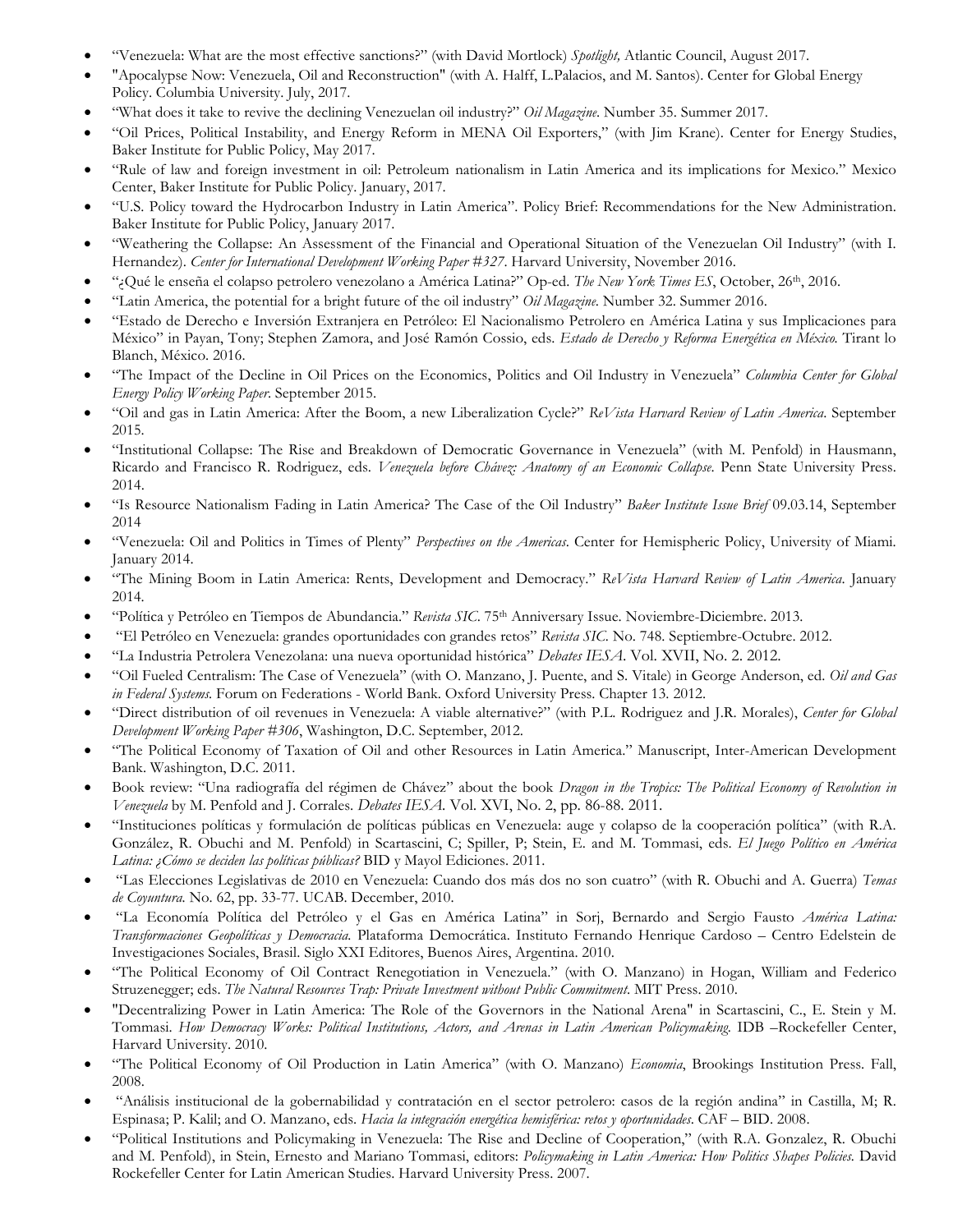- "Venezuela: What are the most effective sanctions?" (with David Mortlock) *Spotlight,* Atlantic Council, August 2017.
- "Apocalypse Now: Venezuela, Oil and Reconstruction" (with A. Halff, L.Palacios, and M. Santos). Center for Global Energy Policy. Columbia University. July, 2017.
- "What does it take to revive the declining Venezuelan oil industry?" *Oil Magazine*. Number 35. Summer 2017.
- "Oil Prices, Political Instability, and Energy Reform in MENA Oil Exporters," (with Jim Krane). Center for Energy Studies, Baker Institute for Public Policy, May 2017.
- "Rule of law and foreign investment in oil: Petroleum nationalism in Latin America and its implications for Mexico." Mexico Center, Baker Institute for Public Policy. January, 2017.
- "U.S. Policy toward the Hydrocarbon Industry in Latin America". Policy Brief: Recommendations for the New Administration. Baker Institute for Public Policy, January 2017.
- "Weathering the Collapse: An Assessment of the Financial and Operational Situation of the Venezuelan Oil Industry" (with I. Hernandez). *Center for International Development Working Paper #327*. Harvard University, November 2016.
- "¿Qué le enseña el colapso petrolero venezolano a América Latina?" Op-ed. *The New York Times ES*, October, 26th, 2016.
- "Latin America, the potential for a bright future of the oil industry" *Oil Magazine*. Number 32. Summer 2016.
- "Estado de Derecho e Inversión Extranjera en Petróleo: El Nacionalismo Petrolero en América Latina y sus Implicaciones para México" in Payan, Tony; Stephen Zamora, and José Ramón Cossio, eds. *Estado de Derecho y Reforma Energética en México.* Tirant lo Blanch, México. 2016.
- "The Impact of the Decline in Oil Prices on the Economics, Politics and Oil Industry in Venezuela" *Columbia Center for Global Energy Policy Working Paper*. September 2015.
- "Oil and gas in Latin America: After the Boom, a new Liberalization Cycle?" *ReVista Harvard Review of Latin America*. September 2015.
- "Institutional Collapse: The Rise and Breakdown of Democratic Governance in Venezuela" (with M. Penfold) in Hausmann, Ricardo and Francisco R. Rodriguez, eds. *Venezuela before Chávez: Anatomy of an Economic Collapse*. Penn State University Press. 2014.
- "Is Resource Nationalism Fading in Latin America? The Case of the Oil Industry" *Baker Institute Issue Brief* 09.03.14, September 2014
- "Venezuela: Oil and Politics in Times of Plenty" *Perspectives on the Americas*. Center for Hemispheric Policy, University of Miami. January 2014.
- "The Mining Boom in Latin America: Rents, Development and Democracy." *ReVista Harvard Review of Latin America*. January 2014.
- "Política y Petróleo en Tiempos de Abundancia." *Revista SIC*. 75th Anniversary Issue. Noviembre-Diciembre. 2013.
- "El Petróleo en Venezuela: grandes oportunidades con grandes retos" *Revista SIC*. No. 748. Septiembre-Octubre. 2012.
- "La Industria Petrolera Venezolana: una nueva oportunidad histórica" *Debates IESA*. Vol. XVII, No. 2. 2012.
- "Oil Fueled Centralism: The Case of Venezuela" (with O. Manzano, J. Puente, and S. Vitale) in George Anderson, ed. *Oil and Gas in Federal Systems.* Forum on Federations - World Bank. Oxford University Press. Chapter 13. 2012.
- "Direct distribution of oil revenues in Venezuela: A viable alternative?" (with P.L. Rodriguez and J.R. Morales), *Center for Global Development Working Paper #306*, Washington, D.C. September, 2012.
- "The Political Economy of Taxation of Oil and other Resources in Latin America." Manuscript, Inter-American Development Bank. Washington, D.C. 2011.
- Book review: "Una radiografía del régimen de Chávez" about the book *Dragon in the Tropics: The Political Economy of Revolution in Venezuela* by M. Penfold and J. Corrales. *Debates IESA*. Vol. XVI, No. 2, pp. 86-88. 2011.
- "Instituciones políticas y formulación de políticas públicas en Venezuela: auge y colapso de la cooperación política" (with R.A. González, R. Obuchi and M. Penfold) in Scartascini, C; Spiller, P; Stein, E. and M. Tommasi, eds. *El Juego Político en América Latina: ¿Cómo se deciden las políticas públicas?* BID y Mayol Ediciones. 2011.
- "Las Elecciones Legislativas de 2010 en Venezuela: Cuando dos más dos no son cuatro" (with R. Obuchi and A. Guerra) *Temas de Coyuntura.* No. 62, pp. 33-77. UCAB. December, 2010.
- "La Economía Política del Petróleo y el Gas en América Latina" in Sorj, Bernardo and Sergio Fausto *América Latina: Transformaciones Geopolíticas y Democracia.* Plataforma Democrática. Instituto Fernando Henrique Cardoso – Centro Edelstein de Investigaciones Sociales, Brasil. Siglo XXI Editores, Buenos Aires, Argentina. 2010.
- "The Political Economy of Oil Contract Renegotiation in Venezuela." (with O. Manzano) in Hogan, William and Federico Struzenegger; eds. *The Natural Resources Trap: Private Investment without Public Commitment*. MIT Press. 2010.
- "Decentralizing Power in Latin America: The Role of the Governors in the National Arena" in Scartascini, C., E. Stein y M. Tommasi. *How Democracy Works: Political Institutions, Actors, and Arenas in Latin American Policymaking.* IDB –Rockefeller Center, Harvard University. 2010.
- "The Political Economy of Oil Production in Latin America" (with O. Manzano) *Economia*, Brookings Institution Press. Fall, 2008.
- "Análisis institucional de la gobernabilidad y contratación en el sector petrolero: casos de la región andina" in Castilla, M; R. Espinasa; P. Kalil; and O. Manzano, eds. *Hacia la integración energética hemisférica: retos y oportunidades*. CAF – BID. 2008.
- "Political Institutions and Policymaking in Venezuela: The Rise and Decline of Cooperation," (with R.A. Gonzalez, R. Obuchi and M. Penfold), in Stein, Ernesto and Mariano Tommasi, editors: *Policymaking in Latin America: How Politics Shapes Policies.* David Rockefeller Center for Latin American Studies. Harvard University Press. 2007.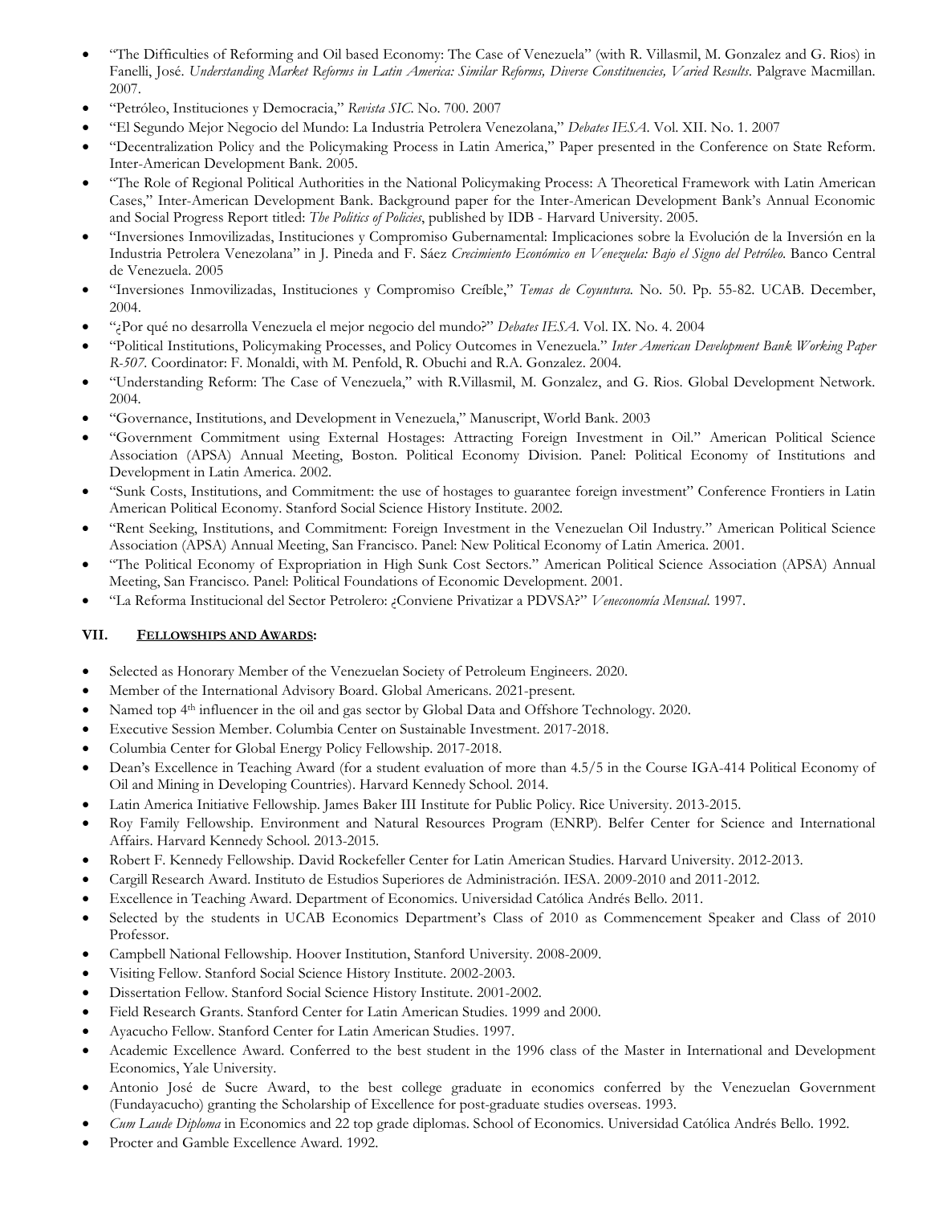- "The Difficulties of Reforming and Oil based Economy: The Case of Venezuela" (with R. Villasmil, M. Gonzalez and G. Rios) in Fanelli, José. *Understanding Market Reforms in Latin America: Similar Reforms, Diverse Constituencies, Varied Results*. Palgrave Macmillan. 2007.
- "Petróleo, Instituciones y Democracia," *Revista SIC*. No. 700. 2007
- "El Segundo Mejor Negocio del Mundo: La Industria Petrolera Venezolana," *Debates IESA*. Vol. XII. No. 1. 2007
- "Decentralization Policy and the Policymaking Process in Latin America," Paper presented in the Conference on State Reform. Inter-American Development Bank. 2005.
- "The Role of Regional Political Authorities in the National Policymaking Process: A Theoretical Framework with Latin American Cases," Inter-American Development Bank. Background paper for the Inter-American Development Bank's Annual Economic and Social Progress Report titled: *The Politics of Policies*, published by IDB - Harvard University. 2005.
- "Inversiones Inmovilizadas, Instituciones y Compromiso Gubernamental: Implicaciones sobre la Evolución de la Inversión en la Industria Petrolera Venezolana" in J. Pineda and F. Sáez *Crecimiento Económico en Venezuela: Bajo el Signo del Petróleo*. Banco Central de Venezuela. 2005
- "Inversiones Inmovilizadas, Instituciones y Compromiso Creíble," *Temas de Coyuntura*. No. 50. Pp. 55-82. UCAB. December, 2004.
- "¿Por qué no desarrolla Venezuela el mejor negocio del mundo?" *Debates IESA*. Vol. IX. No. 4. 2004
- "Political Institutions, Policymaking Processes, and Policy Outcomes in Venezuela." *Inter American Development Bank Working Paper R-507*. Coordinator: F. Monaldi, with M. Penfold, R. Obuchi and R.A. Gonzalez. 2004.
- "Understanding Reform: The Case of Venezuela," with R.Villasmil, M. Gonzalez, and G. Rios. Global Development Network. 2004.
- "Governance, Institutions, and Development in Venezuela," Manuscript, World Bank. 2003
- "Government Commitment using External Hostages: Attracting Foreign Investment in Oil." American Political Science Association (APSA) Annual Meeting, Boston. Political Economy Division. Panel: Political Economy of Institutions and Development in Latin America. 2002.
- "Sunk Costs, Institutions, and Commitment: the use of hostages to guarantee foreign investment" Conference Frontiers in Latin American Political Economy. Stanford Social Science History Institute. 2002.
- "Rent Seeking, Institutions, and Commitment: Foreign Investment in the Venezuelan Oil Industry." American Political Science Association (APSA) Annual Meeting, San Francisco. Panel: New Political Economy of Latin America. 2001.
- "The Political Economy of Expropriation in High Sunk Cost Sectors." American Political Science Association (APSA) Annual Meeting, San Francisco. Panel: Political Foundations of Economic Development. 2001.
- "La Reforma Institucional del Sector Petrolero: ¿Conviene Privatizar a PDVSA?" *Veneconomía Mensual*. 1997.

## VII. FELLOWSHIPS AND AWARDS:

- Selected as Honorary Member of the Venezuelan Society of Petroleum Engineers. 2020.
- Member of the International Advisory Board. Global Americans. 2021-present.
- Named top 4th influencer in the oil and gas sector by Global Data and Offshore Technology. 2020.
- Executive Session Member. Columbia Center on Sustainable Investment. 2017-2018.
- Columbia Center for Global Energy Policy Fellowship. 2017-2018.
- Dean's Excellence in Teaching Award (for a student evaluation of more than 4.5/5 in the Course IGA-414 Political Economy of Oil and Mining in Developing Countries). Harvard Kennedy School. 2014.
- Latin America Initiative Fellowship. James Baker III Institute for Public Policy. Rice University. 2013-2015.
- Roy Family Fellowship. Environment and Natural Resources Program (ENRP). Belfer Center for Science and International Affairs. Harvard Kennedy School. 2013-2015.
- Robert F. Kennedy Fellowship. David Rockefeller Center for Latin American Studies. Harvard University. 2012-2013.
- Cargill Research Award. Instituto de Estudios Superiores de Administración. IESA. 2009-2010 and 2011-2012.
- Excellence in Teaching Award. Department of Economics. Universidad Católica Andrés Bello. 2011.
- Selected by the students in UCAB Economics Department's Class of 2010 as Commencement Speaker and Class of 2010 Professor.
- Campbell National Fellowship. Hoover Institution, Stanford University. 2008-2009.
- Visiting Fellow. Stanford Social Science History Institute. 2002-2003.
- Dissertation Fellow. Stanford Social Science History Institute. 2001-2002.
- Field Research Grants. Stanford Center for Latin American Studies. 1999 and 2000.
- Ayacucho Fellow. Stanford Center for Latin American Studies. 1997.
- Academic Excellence Award. Conferred to the best student in the 1996 class of the Master in International and Development Economics, Yale University.
- Antonio José de Sucre Award, to the best college graduate in economics conferred by the Venezuelan Government (Fundayacucho) granting the Scholarship of Excellence for post-graduate studies overseas. 1993.
- *Cum Laude Diploma* in Economics and 22 top grade diplomas. School of Economics. Universidad Católica Andrés Bello. 1992.
- Procter and Gamble Excellence Award. 1992.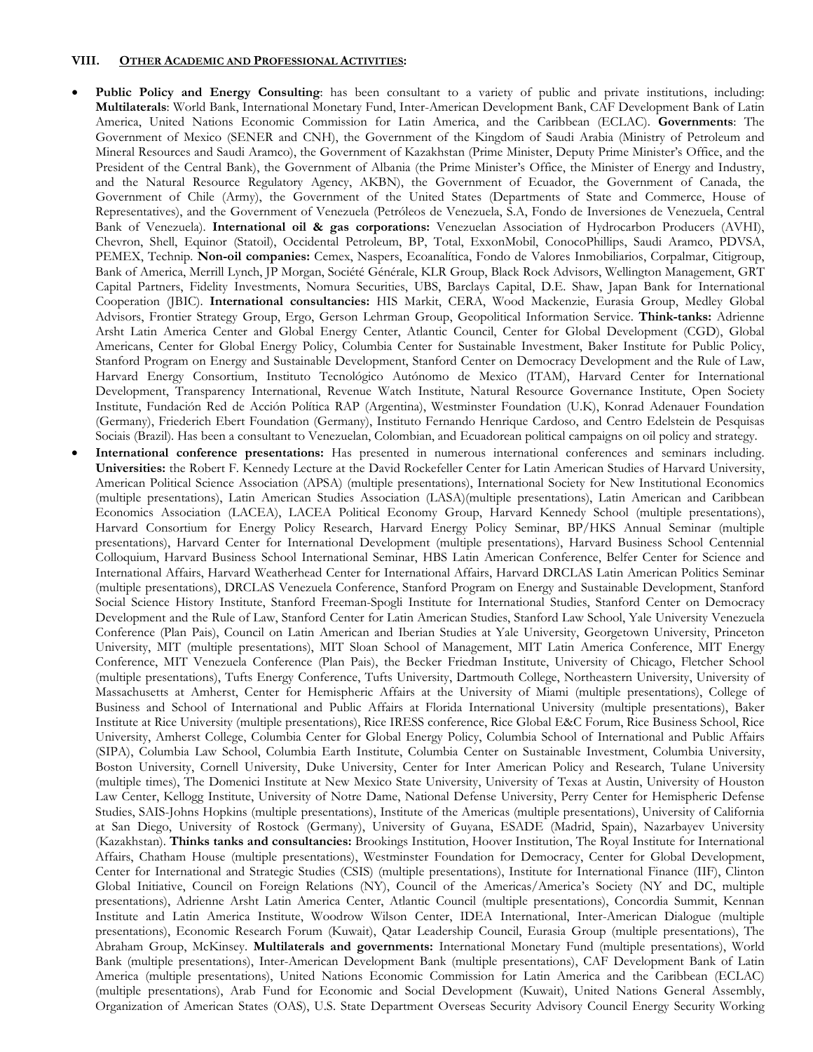## VIII. <u>OTHER ACADEMIC AND PROFESSIONAL ACTIVITIES</u>:

- **Public Policy and Energy Consulting**: has been consultant to a variety of public and private institutions, including: **Multilaterals**: World Bank, International Monetary Fund, Inter-American Development Bank, CAF Development Bank of Latin America, United Nations Economic Commission for Latin America, and the Caribbean (ECLAC). **Governments**: The Government of Mexico (SENER and CNH), the Government of the Kingdom of Saudi Arabia (Ministry of Petroleum and Mineral Resources and Saudi Aramco), the Government of Kazakhstan (Prime Minister, Deputy Prime Minister's Office, and the President of the Central Bank), the Government of Albania (the Prime Minister's Office, the Minister of Energy and Industry, and the Natural Resource Regulatory Agency, AKBN), the Government of Ecuador, the Government of Canada, the Government of Chile (Army), the Government of the United States (Departments of State and Commerce, House of Representatives), and the Government of Venezuela (Petróleos de Venezuela, S.A, Fondo de Inversiones de Venezuela, Central Bank of Venezuela). **International oil & gas corporations:** Venezuelan Association of Hydrocarbon Producers (AVHI), Chevron, Shell, Equinor (Statoil), Occidental Petroleum, BP, Total, ExxonMobil, ConocoPhillips, Saudi Aramco, PDVSA, PEMEX, Technip. **Non-oil companies:** Cemex, Naspers, Ecoanalítica, Fondo de Valores Inmobiliarios, Corpalmar, Citigroup, Bank of America, Merrill Lynch, JP Morgan, Société Générale, KLR Group, Black Rock Advisors, Wellington Management, GRT Capital Partners, Fidelity Investments, Nomura Securities, UBS, Barclays Capital, D.E. Shaw, Japan Bank for International Cooperation (JBIC). **International consultancies:** HIS Markit, CERA, Wood Mackenzie, Eurasia Group, Medley Global Advisors, Frontier Strategy Group, Ergo, Gerson Lehrman Group, Geopolitical Information Service. **Think-tanks:** Adrienne Arsht Latin America Center and Global Energy Center, Atlantic Council, Center for Global Development (CGD), Global Americans, Center for Global Energy Policy, Columbia Center for Sustainable Investment, Baker Institute for Public Policy, Stanford Program on Energy and Sustainable Development, Stanford Center on Democracy Development and the Rule of Law, Harvard Energy Consortium, Instituto Tecnológico Autónomo de Mexico (ITAM), Harvard Center for International Development, Transparency International, Revenue Watch Institute, Natural Resource Governance Institute, Open Society Institute, Fundación Red de Acción Política RAP (Argentina), Westminster Foundation (U.K), Konrad Adenauer Foundation (Germany), Friederich Ebert Foundation (Germany), Instituto Fernando Henrique Cardoso, and Centro Edelstein de Pesquisas Sociais (Brazil). Has been a consultant to Venezuelan, Colombian, and Ecuadorean political campaigns on oil policy and strategy.
- **International conference presentations:** Has presented in numerous international conferences and seminars including. **Universities:** the Robert F. Kennedy Lecture at the David Rockefeller Center for Latin American Studies of Harvard University, American Political Science Association (APSA) (multiple presentations), International Society for New Institutional Economics (multiple presentations), Latin American Studies Association (LASA)(multiple presentations), Latin American and Caribbean Economics Association (LACEA), LACEA Political Economy Group, Harvard Kennedy School (multiple presentations), Harvard Consortium for Energy Policy Research, Harvard Energy Policy Seminar, BP/HKS Annual Seminar (multiple presentations), Harvard Center for International Development (multiple presentations), Harvard Business School Centennial Colloquium, Harvard Business School International Seminar, HBS Latin American Conference, Belfer Center for Science and International Affairs, Harvard Weatherhead Center for International Affairs, Harvard DRCLAS Latin American Politics Seminar (multiple presentations), DRCLAS Venezuela Conference, Stanford Program on Energy and Sustainable Development, Stanford Social Science History Institute, Stanford Freeman-Spogli Institute for International Studies, Stanford Center on Democracy Development and the Rule of Law, Stanford Center for Latin American Studies, Stanford Law School, Yale University Venezuela Conference (Plan Pais), Council on Latin American and Iberian Studies at Yale University, Georgetown University, Princeton University, MIT (multiple presentations), MIT Sloan School of Management, MIT Latin America Conference, MIT Energy Conference, MIT Venezuela Conference (Plan Pais), the Becker Friedman Institute, University of Chicago, Fletcher School (multiple presentations), Tufts Energy Conference, Tufts University, Dartmouth College, Northeastern University, University of Massachusetts at Amherst, Center for Hemispheric Affairs at the University of Miami (multiple presentations), College of Business and School of International and Public Affairs at Florida International University (multiple presentations), Baker Institute at Rice University (multiple presentations), Rice IRESS conference, Rice Global E&C Forum, Rice Business School, Rice University, Amherst College, Columbia Center for Global Energy Policy, Columbia School of International and Public Affairs (SIPA), Columbia Law School, Columbia Earth Institute, Columbia Center on Sustainable Investment, Columbia University, Boston University, Cornell University, Duke University, Center for Inter American Policy and Research, Tulane University (multiple times), The Domenici Institute at New Mexico State University, University of Texas at Austin, University of Houston Law Center, Kellogg Institute, University of Notre Dame, National Defense University, Perry Center for Hemispheric Defense Studies, SAIS-Johns Hopkins (multiple presentations), Institute of the Americas (multiple presentations), University of California at San Diego, University of Rostock (Germany), University of Guyana, ESADE (Madrid, Spain), Nazarbayev University (Kazakhstan). **Thinks tanks and consultancies:** Brookings Institution, Hoover Institution, The Royal Institute for International Affairs, Chatham House (multiple presentations), Westminster Foundation for Democracy, Center for Global Development, Center for International and Strategic Studies (CSIS) (multiple presentations), Institute for International Finance (IIF), Clinton Global Initiative, Council on Foreign Relations (NY), Council of the Americas/America's Society (NY and DC, multiple presentations), Adrienne Arsht Latin America Center, Atlantic Council (multiple presentations), Concordia Summit, Kennan Institute and Latin America Institute, Woodrow Wilson Center, IDEA International, Inter-American Dialogue (multiple presentations), Economic Research Forum (Kuwait), Qatar Leadership Council, Eurasia Group (multiple presentations), The Abraham Group, McKinsey. **Multilaterals and governments:** International Monetary Fund (multiple presentations), World Bank (multiple presentations), Inter-American Development Bank (multiple presentations), CAF Development Bank of Latin America (multiple presentations), United Nations Economic Commission for Latin America and the Caribbean (ECLAC) (multiple presentations), Arab Fund for Economic and Social Development (Kuwait), United Nations General Assembly, Organization of American States (OAS), U.S. State Department Overseas Security Advisory Council Energy Security Working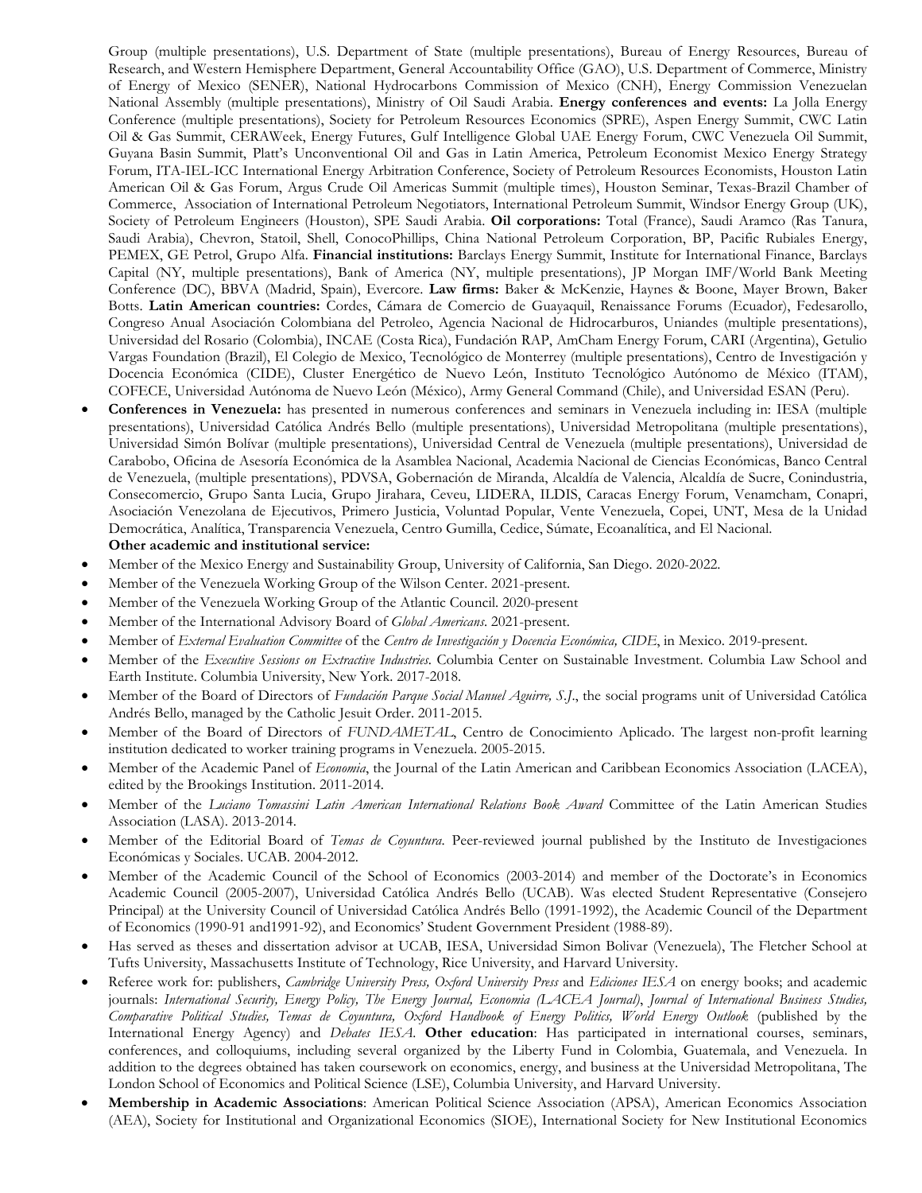Group (multiple presentations), U.S. Department of State (multiple presentations), Bureau of Energy Resources, Bureau of Research, and Western Hemisphere Department, General Accountability Office (GAO), U.S. Department of Commerce, Ministry of Energy of Mexico (SENER), National Hydrocarbons Commission of Mexico (CNH), Energy Commission Venezuelan National Assembly (multiple presentations), Ministry of Oil Saudi Arabia. **Energy conferences and events:** La Jolla Energy Conference (multiple presentations), Society for Petroleum Resources Economics (SPRE), Aspen Energy Summit, CWC Latin Oil & Gas Summit, CERAWeek, Energy Futures, Gulf Intelligence Global UAE Energy Forum, CWC Venezuela Oil Summit, Guyana Basin Summit, Platt's Unconventional Oil and Gas in Latin America, Petroleum Economist Mexico Energy Strategy Forum, ITA-IEL-ICC International Energy Arbitration Conference, Society of Petroleum Resources Economists, Houston Latin American Oil & Gas Forum, Argus Crude Oil Americas Summit (multiple times), Houston Seminar, Texas-Brazil Chamber of Commerce, Association of International Petroleum Negotiators, International Petroleum Summit, Windsor Energy Group (UK), Society of Petroleum Engineers (Houston), SPE Saudi Arabia. **Oil corporations:** Total (France), Saudi Aramco (Ras Tanura, Saudi Arabia), Chevron, Statoil, Shell, ConocoPhillips, China National Petroleum Corporation, BP, Pacific Rubiales Energy, PEMEX, GE Petrol, Grupo Alfa. **Financial institutions:** Barclays Energy Summit, Institute for International Finance, Barclays Capital (NY, multiple presentations), Bank of America (NY, multiple presentations), JP Morgan IMF/World Bank Meeting Conference (DC), BBVA (Madrid, Spain), Evercore. **Law firms:** Baker & McKenzie, Haynes & Boone, Mayer Brown, Baker Botts. **Latin American countries:** Cordes, Cámara de Comercio de Guayaquil, Renaissance Forums (Ecuador), Fedesarollo, Congreso Anual Asociación Colombiana del Petroleo, Agencia Nacional de Hidrocarburos, Uniandes (multiple presentations), Universidad del Rosario (Colombia), INCAE (Costa Rica), Fundación RAP, AmCham Energy Forum, CARI (Argentina), Getulio Vargas Foundation (Brazil), El Colegio de Mexico, Tecnológico de Monterrey (multiple presentations), Centro de Investigación y Docencia Económica (CIDE), Cluster Energético de Nuevo León, Instituto Tecnológico Autónomo de México (ITAM), COFECE, Universidad Autónoma de Nuevo León (México), Army General Command (Chile), and Universidad ESAN (Peru).

- **Conferences in Venezuela:** has presented in numerous conferences and seminars in Venezuela including in: IESA (multiple presentations), Universidad Católica Andrés Bello (multiple presentations), Universidad Metropolitana (multiple presentations), Universidad Simón Bolívar (multiple presentations), Universidad Central de Venezuela (multiple presentations), Universidad de Carabobo, Oficina de Asesoría Económica de la Asamblea Nacional, Academia Nacional de Ciencias Económicas, Banco Central de Venezuela, (multiple presentations), PDVSA, Gobernación de Miranda, Alcaldía de Valencia, Alcaldía de Sucre, Conindustria, Consecomercio, Grupo Santa Lucia, Grupo Jirahara, Ceveu, LIDERA, ILDIS, Caracas Energy Forum, Venamcham, Conapri, Asociación Venezolana de Ejecutivos, Primero Justicia, Voluntad Popular, Vente Venezuela, Copei, UNT, Mesa de la Unidad Democrática, Analítica, Transparencia Venezuela, Centro Gumilla, Cedice, Súmate, Ecoanalítica, and El Nacional.

**Other academic and institutional service:**

- Member of the Mexico Energy and Sustainability Group, University of California, San Diego. 2020-2022.
- Member of the Venezuela Working Group of the Wilson Center. 2021-present.
- Member of the Venezuela Working Group of the Atlantic Council. 2020-present
- Member of the International Advisory Board of *Global Americans*. 2021-present.
- Member of *External Evaluation Committee* of the *Centro de Investigación y Docencia Económica, CIDE*, in Mexico. 2019-present.
- Member of the *Executive Sessions on Extractive Industries*. Columbia Center on Sustainable Investment. Columbia Law School and Earth Institute. Columbia University, New York. 2017-2018.
- Member of the Board of Directors of *Fundación Parque Social Manuel Aguirre, S.J.*, the social programs unit of Universidad Católica Andrés Bello, managed by the Catholic Jesuit Order. 2011-2015.
- Member of the Board of Directors of *FUNDAMETAL*, Centro de Conocimiento Aplicado. The largest non-profit learning institution dedicated to worker training programs in Venezuela. 2005-2015.
- Member of the Academic Panel of *Economia*, the Journal of the Latin American and Caribbean Economics Association (LACEA), edited by the Brookings Institution. 2011-2014.
- Member of the *Luciano Tomassini Latin American International Relations Book Award* Committee of the Latin American Studies Association (LASA). 2013-2014.
- Member of the Editorial Board of *Temas de Coyuntura*. Peer-reviewed journal published by the Instituto de Investigaciones Económicas y Sociales. UCAB. 2004-2012.
- Member of the Academic Council of the School of Economics (2003-2014) and member of the Doctorate's in Economics Academic Council (2005-2007), Universidad Católica Andrés Bello (UCAB). Was elected Student Representative (Consejero Principal) at the University Council of Universidad Católica Andrés Bello (1991-1992), the Academic Council of the Department of Economics (1990-91 and1991-92), and Economics' Student Government President (1988-89).
- Has served as theses and dissertation advisor at UCAB, IESA, Universidad Simon Bolivar (Venezuela), The Fletcher School at Tufts University, Massachusetts Institute of Technology, Rice University, and Harvard University.
- Referee work for: publishers, *Cambridge University Press, Oxford University Press* and *Ediciones IESA* on energy books; and academic journals: *International Security, Energy Policy, The Energy Journal, Economia (LACEA Journal)*, *Journal of International Business Studies, Comparative Political Studies, Temas de Coyuntura, Oxford Handbook of Energy Politics, World Energy Outlook* (published by the International Energy Agency) and *Debates IESA*. **Other education**: Has participated in international courses, seminars, conferences, and colloquiums, including several organized by the Liberty Fund in Colombia, Guatemala, and Venezuela. In addition to the degrees obtained has taken coursework on economics, energy, and business at the Universidad Metropolitana, The London School of Economics and Political Science (LSE), Columbia University, and Harvard University.
- **Membership in Academic Associations**: American Political Science Association (APSA), American Economics Association (AEA), Society for Institutional and Organizational Economics (SIOE), International Society for New Institutional Economics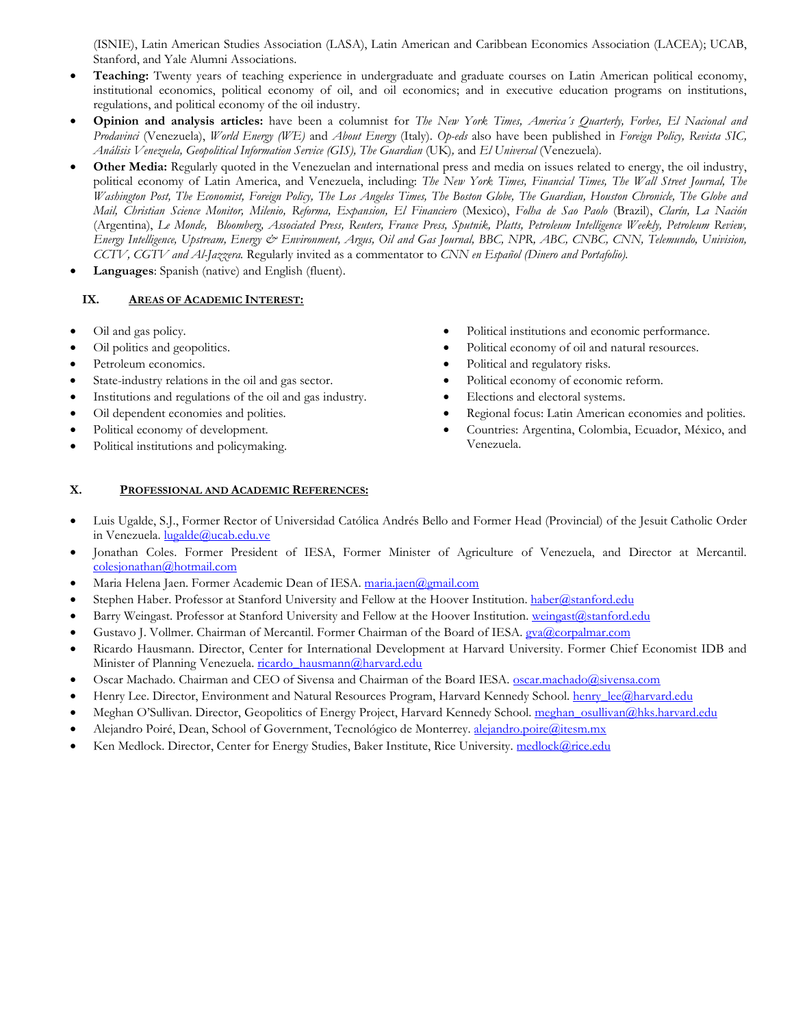(ISNIE), Latin American Studies Association (LASA), Latin American and Caribbean Economics Association (LACEA); UCAB, Stanford, and Yale Alumni Associations.

- **Teaching:** Twenty years of teaching experience in undergraduate and graduate courses on Latin American political economy, institutional economics, political economy of oil, and oil economics; and in executive education programs on institutions, regulations, and political economy of the oil industry.
- **Opinion and analysis articles:** have been a columnist for *The New York Times, America´s Quarterly, Forbes, El Nacional and Prodavinci* (Venezuela), *World Energy (WE)* and *About Energy* (Italy). *Op-eds* also have been published in *Foreign Policy, Revista SIC, Análisis Venezuela, Geopolitical Information Service (GIS), The Guardian* (UK)*,* and *El Universal* (Venezuela).
- **Other Media:** Regularly quoted in the Venezuelan and international press and media on issues related to energy, the oil industry, political economy of Latin America, and Venezuela, including: *The New York Times, Financial Times, The Wall Street Journal, The Washington Post, The Economist, Foreign Policy, The Los Angeles Times, The Boston Globe, The Guardian, Houston Chronicle, The Globe and Mail, Christian Science Monitor, Milenio, Reforma, Expansion, El Financiero* (Mexico), *Folha de Sao Paolo* (Brazil), *Clarín, La Nación* (Argentina), *Le Monde, Bloomberg, Associated Press, Reuters, France Press, Sputnik, Platts, Petroleum Intelligence Weekly, Petroleum Review, Energy Intelligence, Upstream, Energy & Environment, Argus, Oil and Gas Journal, BBC, NPR, ABC, CNBC, CNN, Telemundo, Univision, CCTV, CGTV and Al-Jazzera.* Regularly invited as a commentator to *CNN en Español (Dinero and Portafolio).*
- **Languages**: Spanish (native) and English (fluent).

## IX. Areas of Academic Interest:

- Oil and gas policy.
- Oil politics and geopolitics.
- Petroleum economics.
- State-industry relations in the oil and gas sector.
- Institutions and regulations of the oil and gas industry.
- Oil dependent economies and polities.
- Political economy of development.
- Political institutions and policymaking.
- Political institutions and economic performance.
- Political economy of oil and natural resources.
- Political and regulatory risks.
- Political economy of economic reform.
- Elections and electoral systems.
- Regional focus: Latin American economies and polities.
- Countries: Argentina, Colombia, Ecuador, México, and Venezuela.

## X. Professional and Academic References:

- Luis Ugalde, S.J., Former Rector of Universidad Católica Andrés Bello and Former Head (Provincial) of the Jesuit Catholic Order in Venezuela. lugalde@ucab.edu.ve
- Jonathan Coles. Former President of IESA, Former Minister of Agriculture of Venezuela, and Director at Mercantil. colesjonathan@hotmail.com
- Maria Helena Jaen. Former Academic Dean of IESA. maria.jaen@gmail.com
- Stephen Haber. Professor at Stanford University and Fellow at the Hoover Institution. haber@stanford.edu
- Barry Weingast. Professor at Stanford University and Fellow at the Hoover Institution. weingast@stanford.edu
- Gustavo J. Vollmer. Chairman of Mercantil. Former Chairman of the Board of IESA. gva@corpalmar.com
- Ricardo Hausmann. Director, Center for International Development at Harvard University. Former Chief Economist IDB and Minister of Planning Venezuela. ricardo_hausmann@harvard.edu
- Oscar Machado. Chairman and CEO of Sivensa and Chairman of the Board IESA. oscar.machado@sivensa.com
- Henry Lee. Director, Environment and Natural Resources Program, Harvard Kennedy School. henry_lee@harvard.edu
- Meghan O'Sullivan. Director, Geopolitics of Energy Project, Harvard Kennedy School. meghan_osullivan@hks.harvard.edu
- Alejandro Poiré, Dean, School of Government, Tecnológico de Monterrey. alejandro.poire@itesm.mx
- Ken Medlock. Director, Center for Energy Studies, Baker Institute, Rice University. medlock@rice.edu